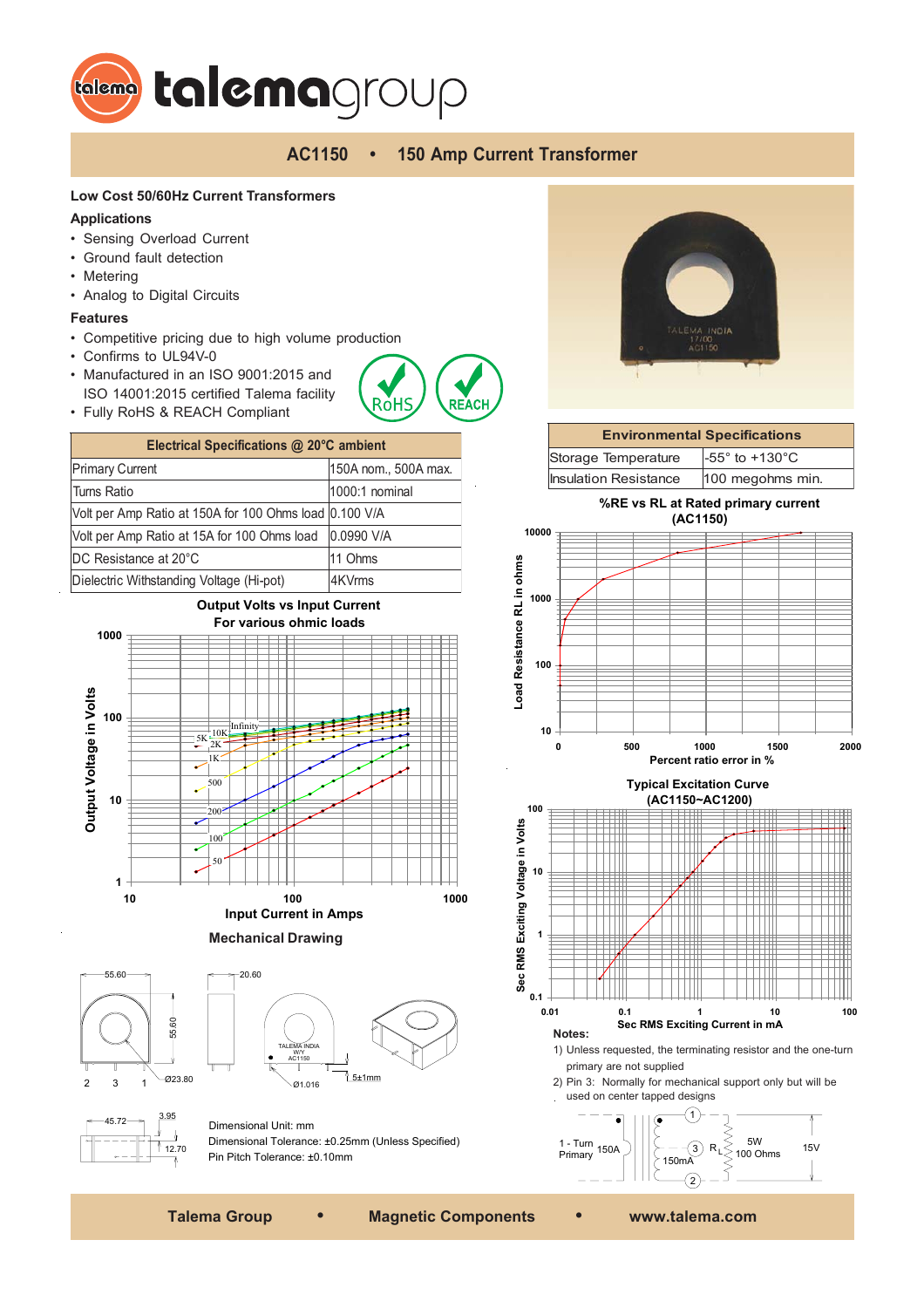# AC1150 • 150 Amp Current Transformer

## Low Cost 50/60Hz Current Transformers

### Applications

- Sensing Overload Current
- Ground fault detection
- Metering
- Analog to Digital Circuits

### Features

- Competitive pricing due to high volume production
- Confirms to UL94V-0
- Manufactured in an ISO 9001:2015 and ISO 14001:2015 certified Talema facility
- Fully RoHS & REACH Compliant

| Electrical Specifications @ 20°C ambient | |
|---|---|
| Primary Current | 150A nom., 500A max. |
| Turns Ratio | 1000:1 nominal |
| Volt per Amp Ratio at 150A for 100 Ohms load | 0.100 V/A |
| Volt per Amp Ratio at 15A for 100 Ohms load | 0.0990 V/A |
| DC Resistance at 20°C | 11 Ohms |
| Dielectric Withstanding Voltage (Hi-pot) | 4KVrms |

| Environmental Specifications | |
|---|---|
| Storage Temperature | -55° to +130°C |
| Insulation Resistance | 100 megohms min. |

**Output Volts vs Input Current For various ohmic loads**

**%RE vs RL at Rated primary current (AC1150)**

**Typical Excitation Curve (AC1150~AC1200)**

### Mechanical Drawing

Dimensional Unit: mm
Dimensional Tolerance: ±0.25mm (Unless Specified)
Pin Pitch Tolerance: ±0.10mm

**Notes:**

1) Unless requested, the terminating resistor and the one-turn primary are not supplied
2) Pin 3: Normally for mechanical support only but will be used on center tapped designs

Talema Group • Magnetic Components • www.talema.com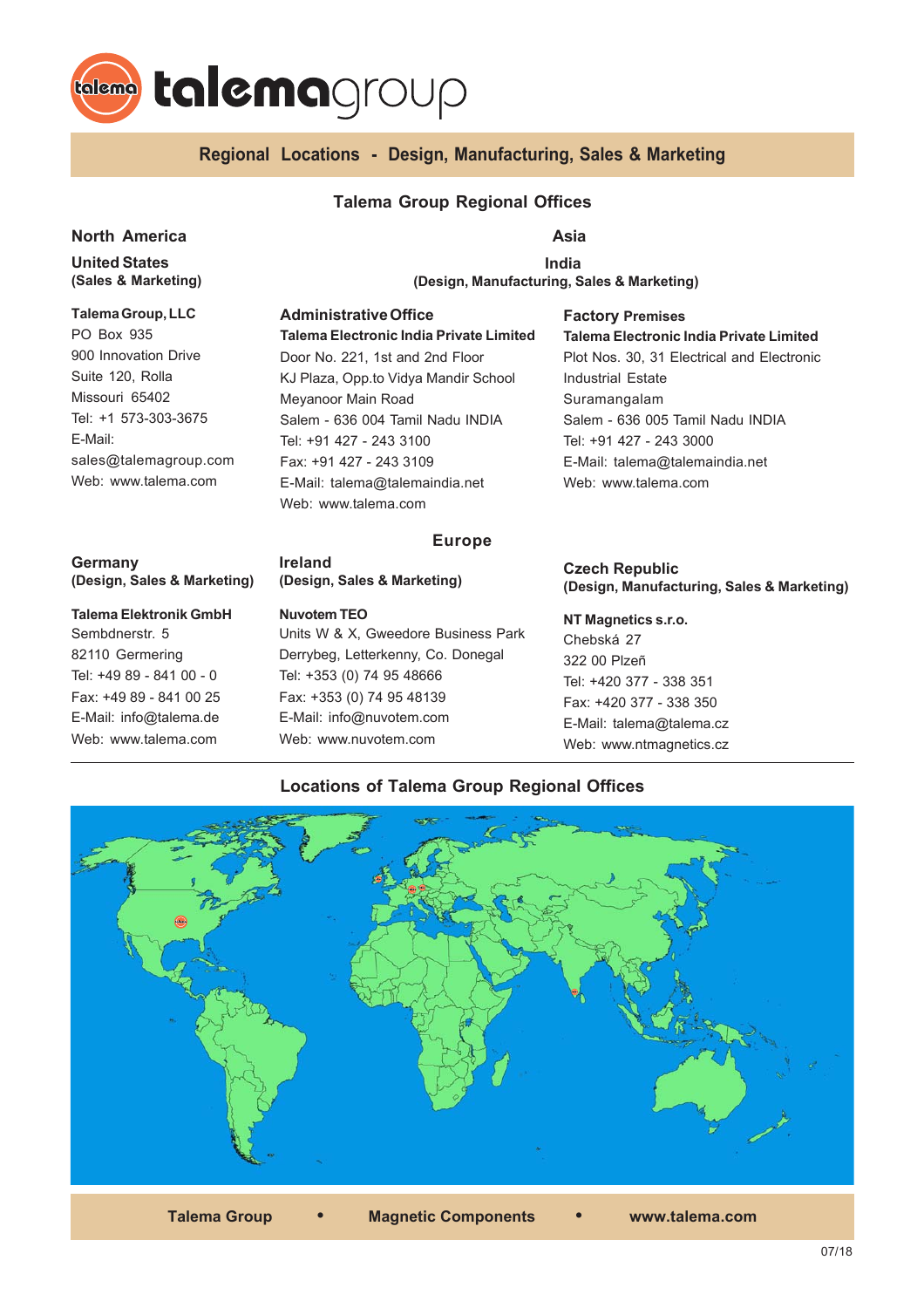# talemagroup

## Regional Locations - Design, Manufacturing, Sales & Marketing

### Talema Group Regional Offices

### North America

**United States**
**(Sales & Marketing)**

**Talema Group, LLC**
PO Box 935
900 Innovation Drive
Suite 120, Rolla
Missouri 65402
Tel: +1 573-303-3675
E-Mail:
sales@talemagroup.com
Web: www.talema.com

### Asia

**India**
**(Design, Manufacturing, Sales & Marketing)**

**Administrative Office**
**Talema Electronic India Private Limited**
Door No. 221, 1st and 2nd Floor
KJ Plaza, Opp.to Vidya Mandir School
Meyanoor Main Road
Salem - 636 004 Tamil Nadu INDIA
Tel: +91 427 - 243 3100
Fax: +91 427 - 243 3109
E-Mail: talema@talemaindia.net
Web: www.talema.com

**Factory Premises**
**Talema Electronic India Private Limited**
Plot Nos. 30, 31 Electrical and Electronic
Industrial Estate
Suramangalam
Salem - 636 005 Tamil Nadu INDIA
Tel: +91 427 - 243 3000
E-Mail: talema@talemaindia.net
Web: www.talema.com

### Europe

**Germany**
**(Design, Sales & Marketing)**

**Talema Elektronik GmbH**
Sembdnerstr. 5
82110 Germering
Tel: +49 89 - 841 00 - 0
Fax: +49 89 - 841 00 25
E-Mail: info@talema.de
Web: www.talema.com

**Ireland**
**(Design, Sales & Marketing)**

**Nuvotem TEO**
Units W & X, Gweedore Business Park
Derrybeg, Letterkenny, Co. Donegal
Tel: +353 (0) 74 95 48666
Fax: +353 (0) 74 95 48139
E-Mail: info@nuvotem.com
Web: www.nuvotem.com

**Czech Republic**
**(Design, Manufacturing, Sales & Marketing)**

**NT Magnetics s.r.o.**
Chebská 27
322 00 Plzeň
Tel: +420 377 - 338 351
Fax: +420 377 - 338 350
E-Mail: talema@talema.cz
Web: www.ntmagnetics.cz

### Locations of Talema Group Regional Offices

**Talema Group • Magnetic Components • www.talema.com**

07/18